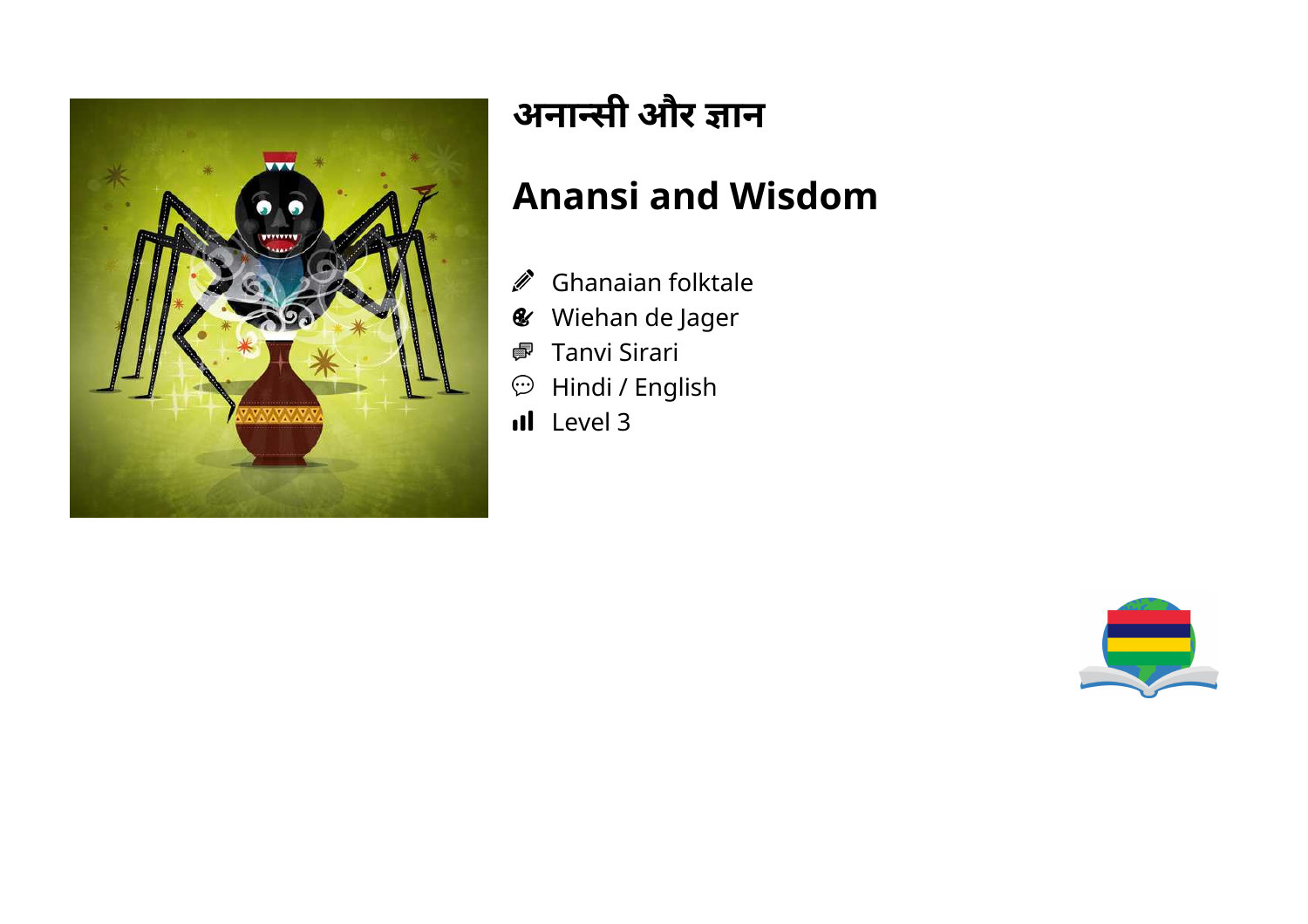# अनान्सी और ज्ञान

# Anansi and Wisdom

- Ghanaian folktale
- Wiehan de Jager
- Tanvi Sirari
- Hindi / English
- Level 3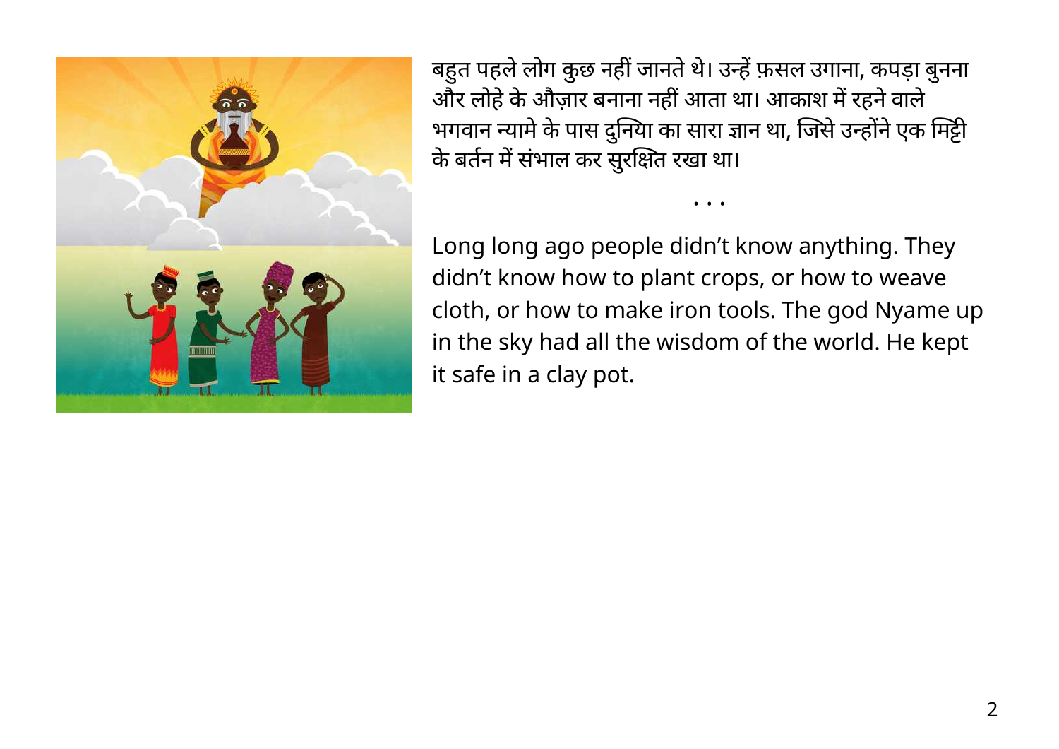बहुत पहले लोग कुछ नहीं जानते थे। उन्हें फ़सल उगाना, कपड़ा बुनना और लोहे के औज़ार बनाना नहीं आता था। आकाश में रहने वाले भगवान न्यामे के पास दुनिया का सारा ज्ञान था, जिसे उन्होंने एक मिट्टी के बर्तन में संभाल कर सुरक्षित रखा था।

• • •

Long long ago people didn't know anything. They didn't know how to plant crops, or how to weave cloth, or how to make iron tools. The god Nyame up in the sky had all the wisdom of the world. He kept it safe in a clay pot.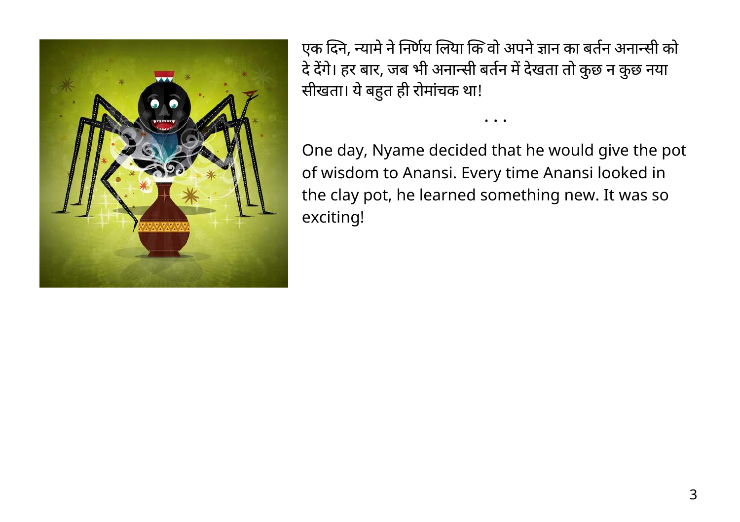एक दिन, न्यामे ने निर्णय लिया कि वो अपने ज्ञान का बर्तन अनान्सी को दे देंगे। हर बार, जब भी अनान्सी बर्तन में देखता तो कुछ न कुछ नया सीखता। ये बहुत ही रोमांचक था!

• • •

One day, Nyame decided that he would give the pot of wisdom to Anansi. Every time Anansi looked in the clay pot, he learned something new. It was so exciting!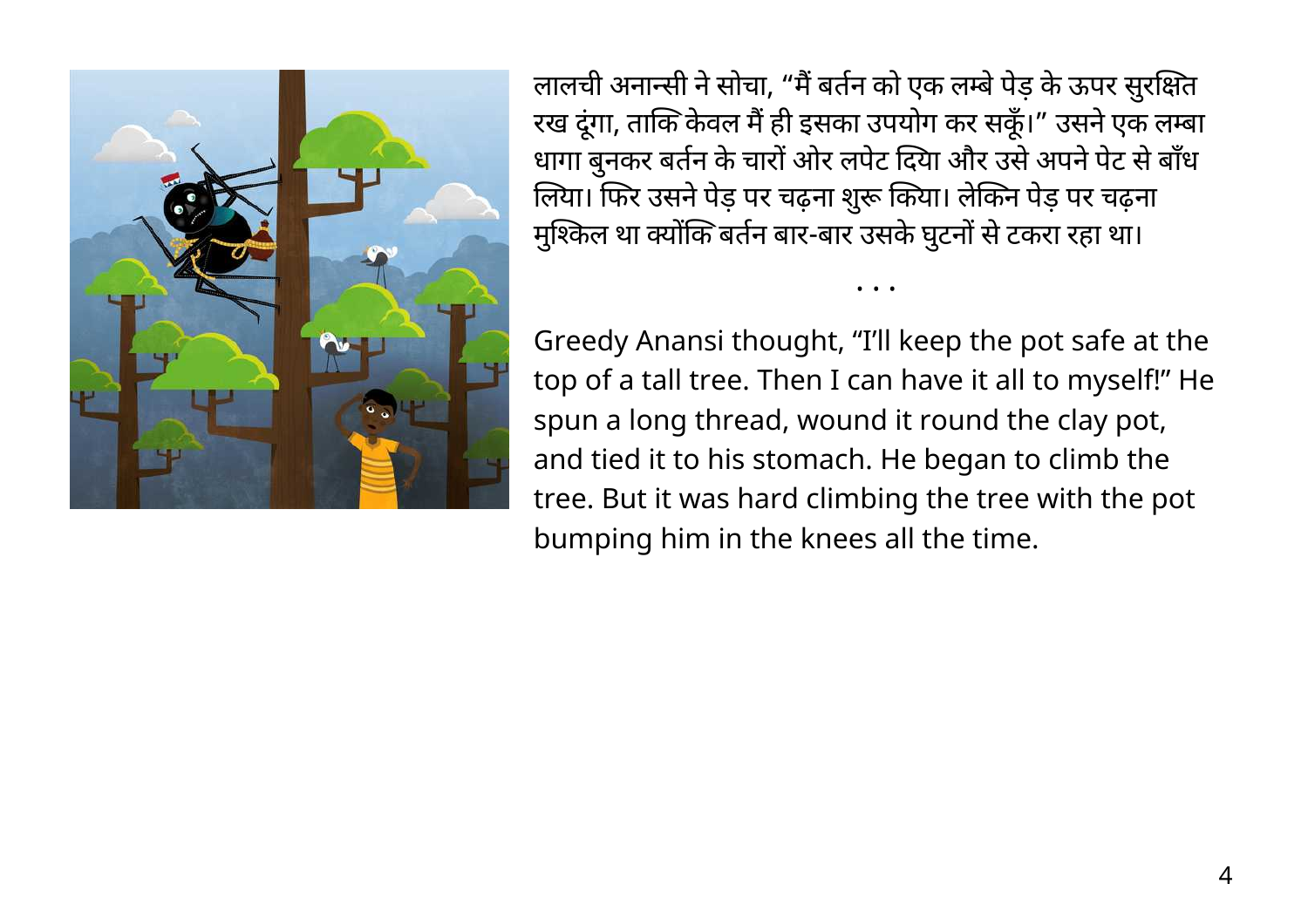लालची अनान्सी ने सोचा, “मैं बर्तन को एक लम्बे पेड़ के ऊपर सुरक्षित रख दूंगा, ताकि केवल मैं ही इसका उपयोग कर सकूँ।” उसने एक लम्बा धागा बुनकर बर्तन के चारों ओर लपेट दिया और उसे अपने पेट से बाँध लिया। फिर उसने पेड़ पर चढ़ना शुरू किया। लेकिन पेड़ पर चढ़ना मुश्किल था क्योंकि बर्तन बार-बार उसके घुटनों से टकरा रहा था।

• • •

Greedy Anansi thought, “I'll keep the pot safe at the top of a tall tree. Then I can have it all to myself!” He spun a long thread, wound it round the clay pot, and tied it to his stomach. He began to climb the tree. But it was hard climbing the tree with the pot bumping him in the knees all the time.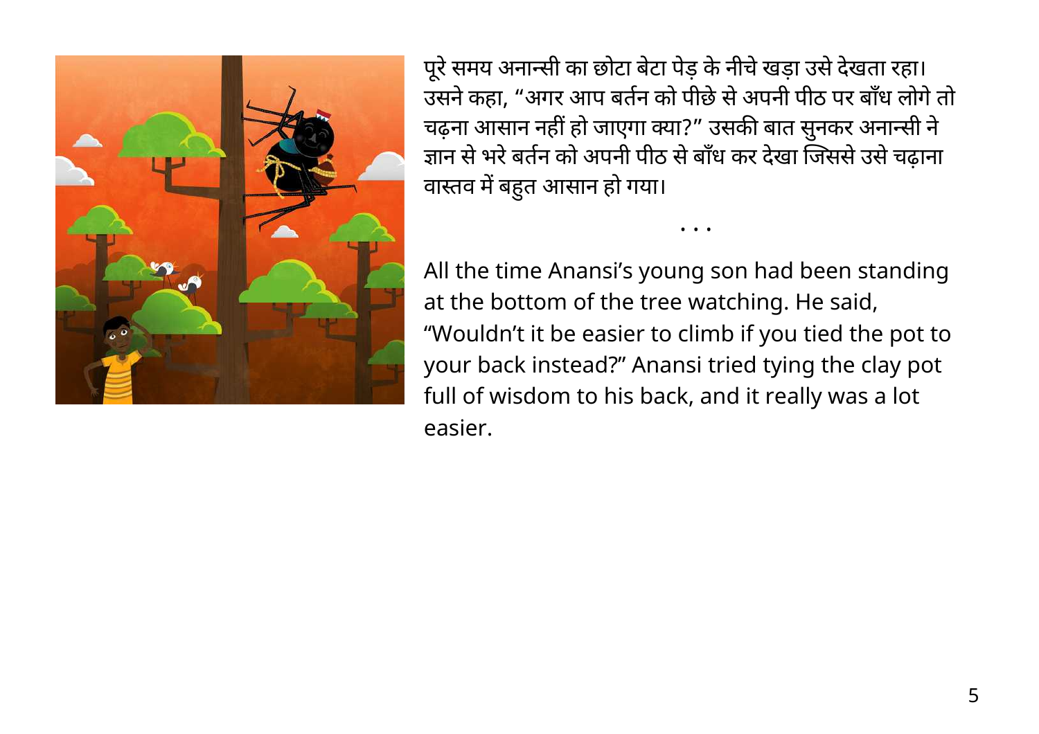पूरे समय अनान्सी का छोटा बेटा पेड़ के नीचे खड़ा उसे देखता रहा। उसने कहा, "अगर आप बर्तन को पीछे से अपनी पीठ पर बाँध लोगे तो चढ़ना आसान नहीं हो जाएगा क्या?" उसकी बात सुनकर अनान्सी ने ज्ञान से भरे बर्तन को अपनी पीठ से बाँध कर देखा जिससे उसे चढ़ाना वास्तव में बहुत आसान हो गया।

• • •

All the time Anansi's young son had been standing at the bottom of the tree watching. He said, "Wouldn't it be easier to climb if you tied the pot to your back instead?" Anansi tried tying the clay pot full of wisdom to his back, and it really was a lot easier.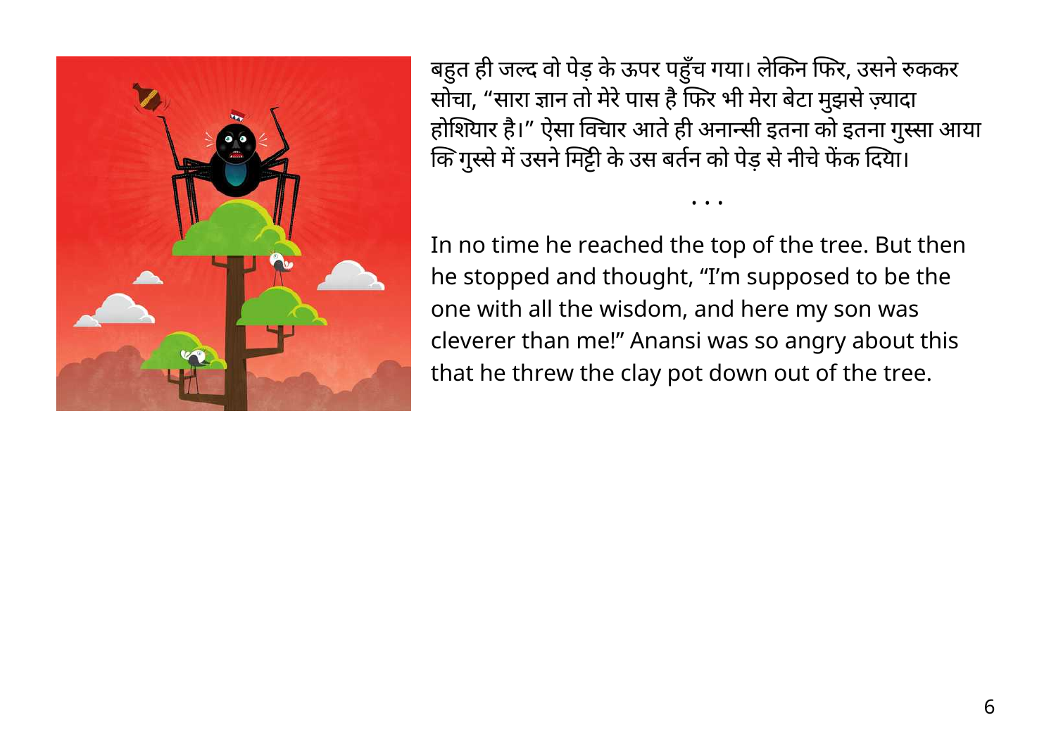बहुत ही जल्द वो पेड़ के ऊपर पहुँच गया। लेकिन फिर, उसने रुककर सोचा, "सारा ज्ञान तो मेरे पास है फिर भी मेरा बेटा मुझसे ज़्यादा होशियार है।" ऐसा विचार आते ही अनान्सी इतना को इतना गुस्सा आया कि गुस्से में उसने मिट्टी के उस बर्तन को पेड़ से नीचे फेंक दिया।

• • •

In no time he reached the top of the tree. But then he stopped and thought, "I'm supposed to be the one with all the wisdom, and here my son was cleverer than me!" Anansi was so angry about this that he threw the clay pot down out of the tree.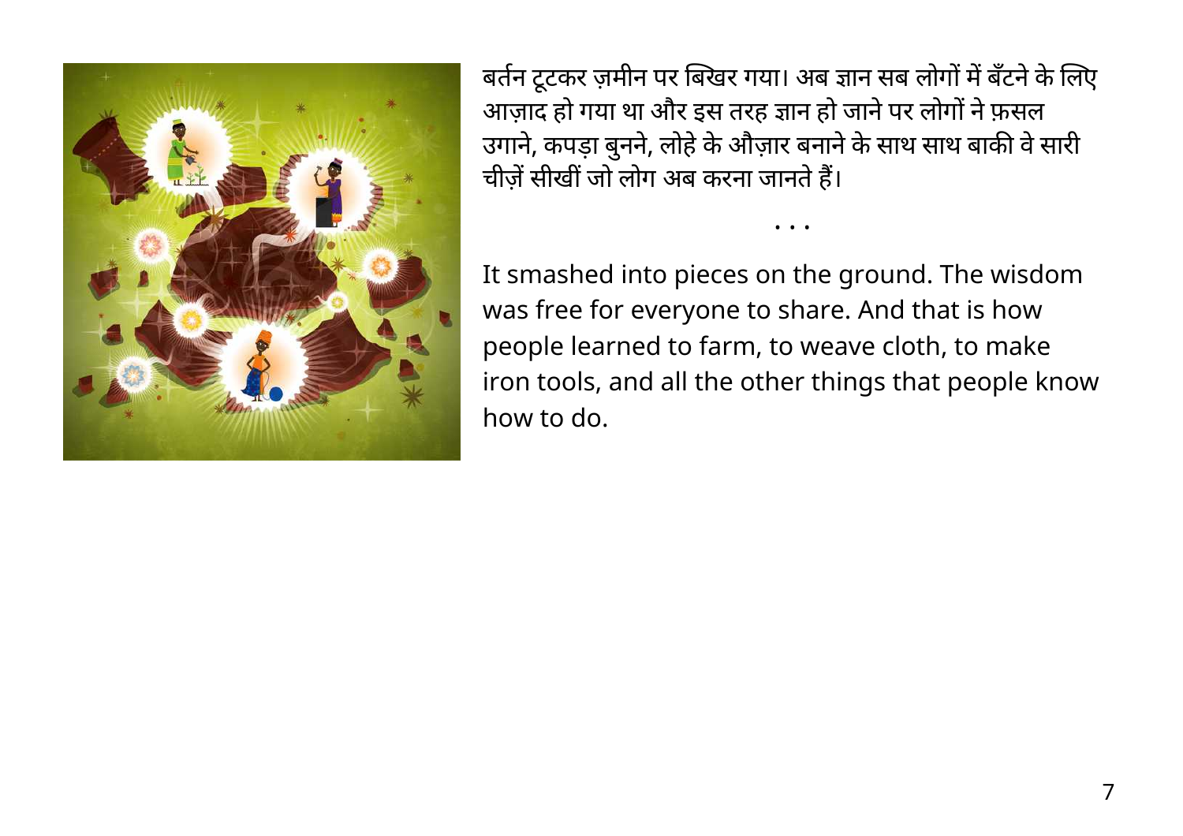बर्तन टूटकर ज़मीन पर बिखर गया। अब ज्ञान सब लोगों में बँटने के लिए आज़ाद हो गया था और इस तरह ज्ञान हो जाने पर लोगों ने फ़सल उगाने, कपड़ा बुनने, लोहे के औज़ार बनाने के साथ साथ बाकी वे सारी चीज़ें सीखीं जो लोग अब करना जानते हैं।

. . .

It smashed into pieces on the ground. The wisdom was free for everyone to share. And that is how people learned to farm, to weave cloth, to make iron tools, and all the other things that people know how to do.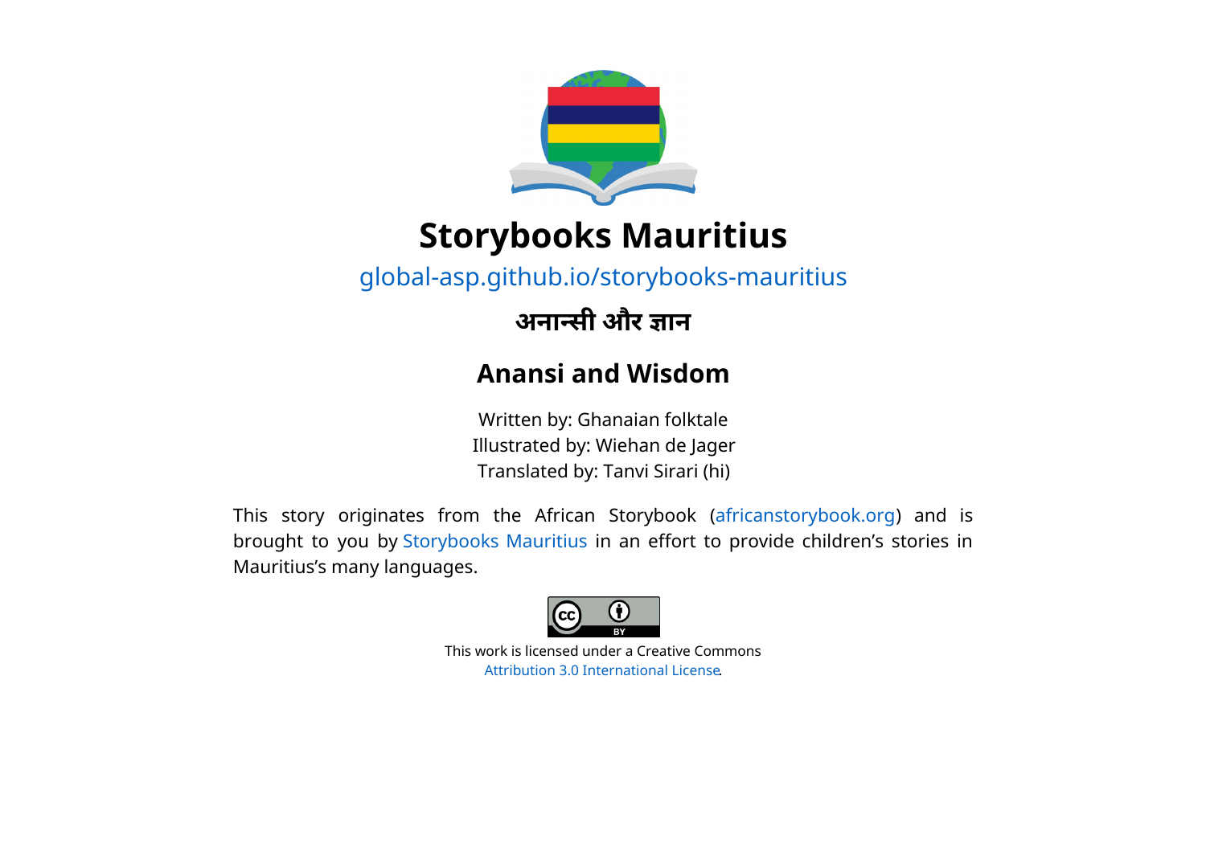# Storybooks Mauritius

global-asp.github.io/storybooks-mauritius

## अनान्सी और ज्ञान

## Anansi and Wisdom

Written by: Ghanaian folktale
Illustrated by: Wiehan de Jager
Translated by: Tanvi Sirari (hi)

This story originates from the African Storybook (africanstorybook.org) and is brought to you by Storybooks Mauritius in an effort to provide children's stories in Mauritius's many languages.

This work is licensed under a Creative Commons Attribution 3.0 International License.